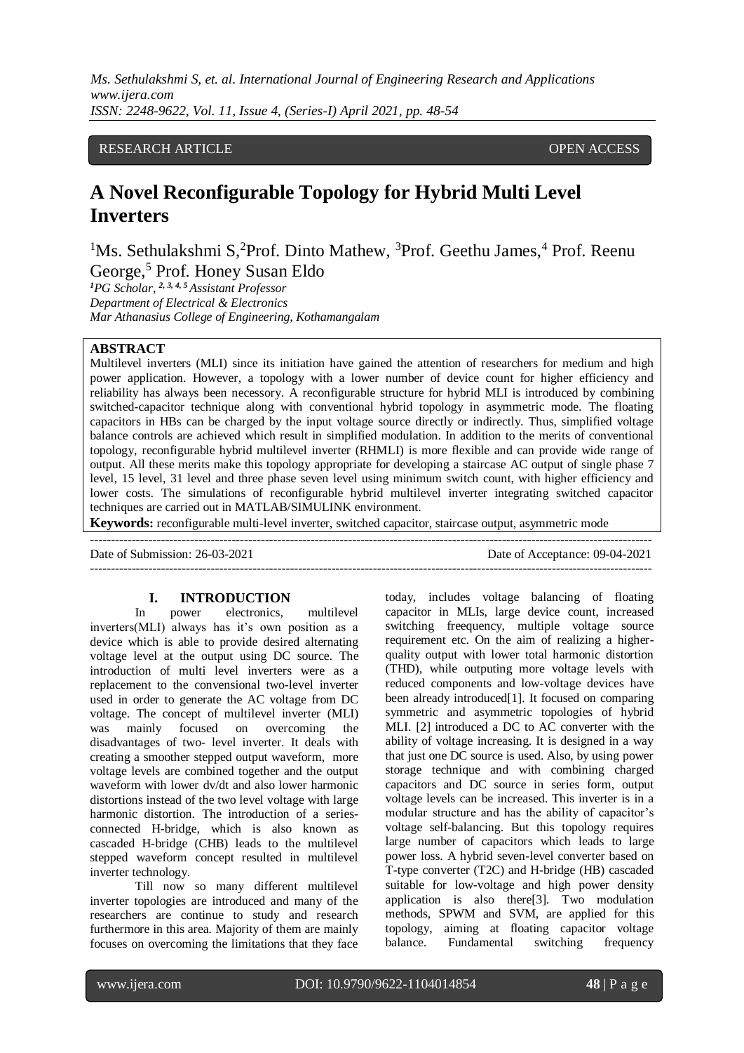RESEARCH ARTICLE OPEN ACCESS

# A Novel Reconfigurable Topology for Hybrid Multi Level Inverters

[1]Ms. Sethulakshmi S,[2]Prof. Dinto Mathew, [3]Prof. Geethu James,[4] Prof. Reenu George,[5] Prof. Honey Susan Eldo

*[1]PG Scholar, [2, 3, 4, 5] Assistant Professor*
*Department of Electrical & Electronics*
*Mar Athanasius College of Engineering, Kothamangalam*

## ABSTRACT

Multilevel inverters (MLI) since its initiation have gained the attention of researchers for medium and high power application. However, a topology with a lower number of device count for higher efficiency and reliability has always been necessary. A reconfigurable structure for hybrid MLI is introduced by combining switched-capacitor technique along with conventional hybrid topology in asymmetric mode. The floating capacitors in HBs can be charged by the input voltage source directly or indirectly. Thus, simplified voltage balance controls are achieved which result in simplified modulation. In addition to the merits of conventional topology, reconfigurable hybrid multilevel inverter (RHMLI) is more flexible and can provide wide range of output. All these merits make this topology appropriate for developing a staircase AC output of single phase 7 level, 15 level, 31 level and three phase seven level using minimum switch count, with higher efficiency and lower costs. The simulations of reconfigurable hybrid multilevel inverter integrating switched capacitor techniques are carried out in MATLAB/SIMULINK environment.

**Keywords:** reconfigurable multi-level inverter, switched capacitor, staircase output, asymmetric mode

---

Date of Submission: 26-03-2021 Date of Acceptance: 09-04-2021

---

## I. INTRODUCTION

In power electronics, multilevel inverters(MLI) always has it's own position as a device which is able to provide desired alternating voltage level at the output using DC source. The introduction of multi level inverters were as a replacement to the convensional two-level inverter used in order to generate the AC voltage from DC voltage. The concept of multilevel inverter (MLI) was mainly focused on overcoming the disadvantages of two- level inverter. It deals with creating a smoother stepped output waveform, more voltage levels are combined together and the output waveform with lower dv/dt and also lower harmonic distortions instead of the two level voltage with large harmonic distortion. The introduction of a series-connected H-bridge, which is also known as cascaded H-bridge (CHB) leads to the multilevel stepped waveform concept resulted in multilevel inverter technology.

Till now so many different multilevel inverter topologies are introduced and many of the researchers are continue to study and research furthermore in this area. Majority of them are mainly focuses on overcoming the limitations that they face today, includes voltage balancing of floating capacitor in MLIs, large device count, increased switching freequency, multiple voltage source requirement etc. On the aim of realizing a higher-quality output with lower total harmonic distortion (THD), while outputing more voltage levels with reduced components and low-voltage devices have been already introduced[1]. It focused on comparing symmetric and asymmetric topologies of hybrid MLI. [2] introduced a DC to AC converter with the ability of voltage increasing. It is designed in a way that just one DC source is used. Also, by using power storage technique and with combining charged capacitors and DC source in series form, output voltage levels can be increased. This inverter is in a modular structure and has the ability of capacitor's voltage self-balancing. But this topology requires large number of capacitors which leads to large power loss. A hybrid seven-level converter based on T-type converter (T2C) and H-bridge (HB) cascaded suitable for low-voltage and high power density application is also there[3]. Two modulation methods, SPWM and SVM, are applied for this topology, aiming at floating capacitor voltage balance. Fundamental switching frequency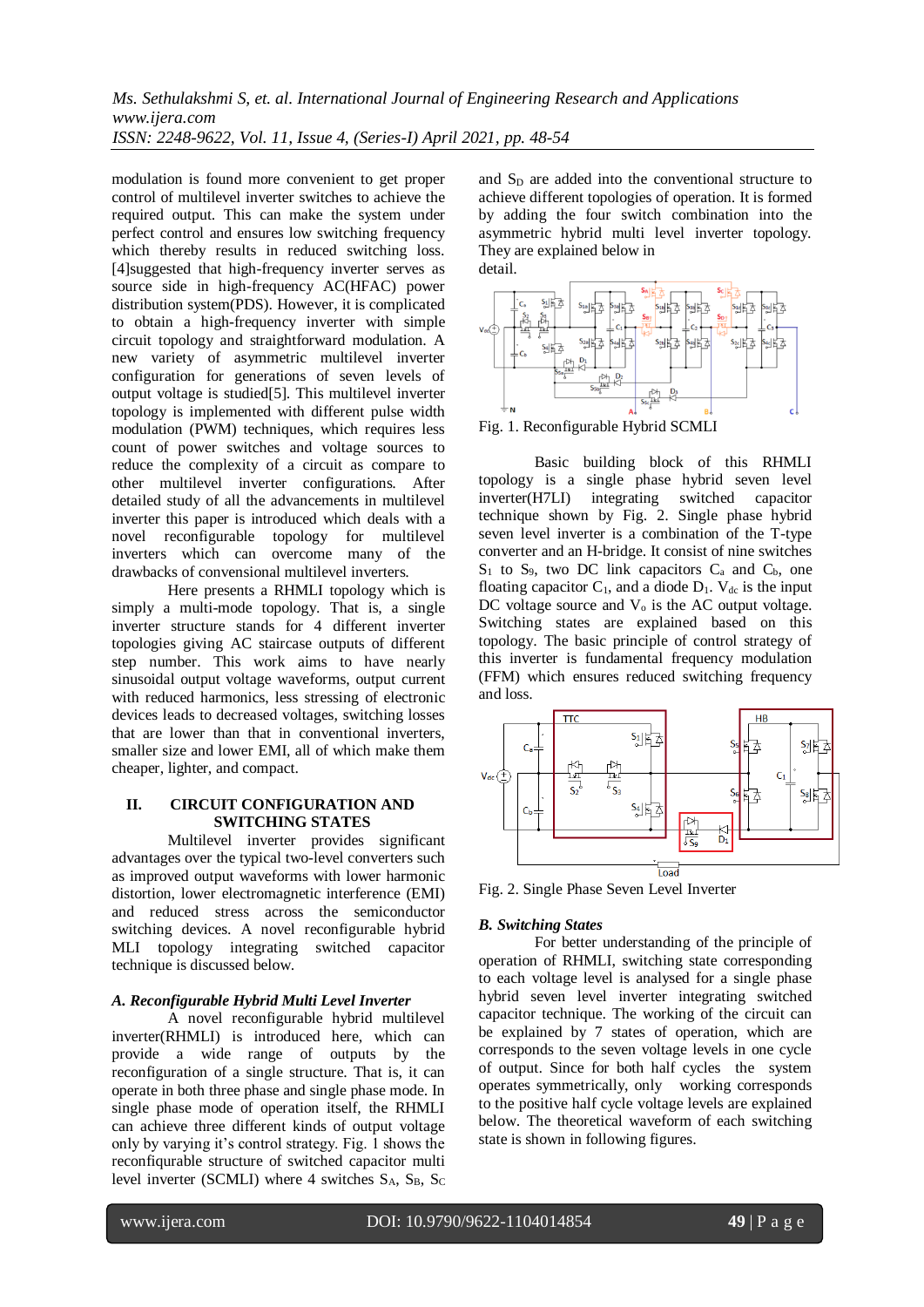modulation is found more convenient to get proper control of multilevel inverter switches to achieve the required output. This can make the system under perfect control and ensures low switching frequency which thereby results in reduced switching loss. [4]suggested that high-frequency inverter serves as source side in high-frequency AC(HFAC) power distribution system(PDS). However, it is complicated to obtain a high-frequency inverter with simple circuit topology and straightforward modulation. A new variety of asymmetric multilevel inverter configuration for generations of seven levels of output voltage is studied[5]. This multilevel inverter topology is implemented with different pulse width modulation (PWM) techniques, which requires less count of power switches and voltage sources to reduce the complexity of a circuit as compare to other multilevel inverter configurations. After detailed study of all the advancements in multilevel inverter this paper is introduced which deals with a novel reconfigurable topology for multilevel inverters which can overcome many of the drawbacks of convensional multilevel inverters.

Here presents a RHMLI topology which is simply a multi-mode topology. That is, a single inverter structure stands for 4 different inverter topologies giving AC staircase outputs of different step number. This work aims to have nearly sinusoidal output voltage waveforms, output current with reduced harmonics, less stressing of electronic devices leads to decreased voltages, switching losses that are lower than that in conventional inverters, smaller size and lower EMI, all of which make them cheaper, lighter, and compact.

## II. CIRCUIT CONFIGURATION AND SWITCHING STATES

Multilevel inverter provides significant advantages over the typical two-level converters such as improved output waveforms with lower harmonic distortion, lower electromagnetic interference (EMI) and reduced stress across the semiconductor switching devices. A novel reconfigurable hybrid MLI topology integrating switched capacitor technique is discussed below.

### *A. Reconfigurable Hybrid Multi Level Inverter*

A novel reconfigurable hybrid multilevel inverter(RHMLI) is introduced here, which can provide a wide range of outputs by the reconfiguration of a single structure. That is, it can operate in both three phase and single phase mode. In single phase mode of operation itself, the RHMLI can achieve three different kinds of output voltage only by varying it's control strategy. Fig. 1 shows the reconfigurable structure of switched capacitor multi level inverter (SCMLI) where 4 switches $S_A$, $S_B$, $S_C$ and $S_D$ are added into the conventional structure to achieve different topologies of operation. It is formed by adding the four switch combination into the asymmetric hybrid multi level inverter topology. They are explained below in detail.

Fig. 1. Reconfigurable Hybrid SCMLI

Basic building block of this RHMLI topology is a single phase hybrid seven level inverter(H7LI) integrating switched capacitor technique shown by Fig. 2. Single phase hybrid seven level inverter is a combination of the T-type converter and an H-bridge. It consist of nine switches $S_1$ to $S_9$, two DC link capacitors $C_a$ and $C_b$, one floating capacitor $C_1$, and a diode $D_1$. $V_{dc}$ is the input DC voltage source and $V_o$ is the AC output voltage. Switching states are explained based on this topology. The basic principle of control strategy of this inverter is fundamental frequency modulation (FFM) which ensures reduced switching frequency and loss.

Fig. 2. Single Phase Seven Level Inverter

### *B. Switching States*

For better understanding of the principle of operation of RHMLI, switching state corresponding to each voltage level is analysed for a single phase hybrid seven level inverter integrating switched capacitor technique. The working of the circuit can be explained by 7 states of operation, which are corresponds to the seven voltage levels in one cycle of output. Since for both half cycles the system operates symmetrically, only working corresponds to the positive half cycle voltage levels are explained below. The theoretical waveform of each switching state is shown in following figures.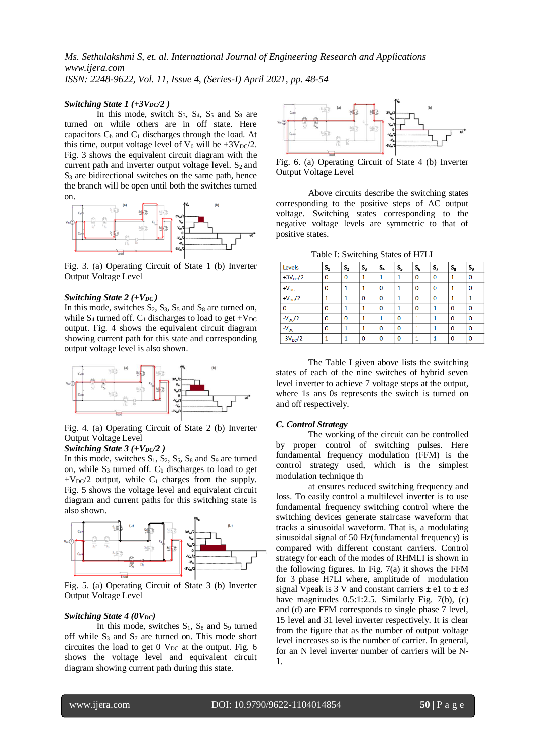***Switching State 1 (+3$V_{DC}$/2 )***

In this mode, switch $S_3$, $S_4$, $S_5$ and $S_8$ are turned on while others are in off state. Here capacitors $C_b$ and $C_1$ discharges through the load. At this time, output voltage level of $V_0$ will be $+3V_{DC}/2$. Fig. 3 shows the equivalent circuit diagram with the current path and inverter output voltage level. $S_2$ and $S_3$ are bidirectional switches on the same path, hence the branch will be open until both the switches turned on.

Fig. 3. (a) Operating Circuit of State 1 (b) Inverter Output Voltage Level

***Switching State 2 (+$V_{DC}$)***

In this mode, switches $S_2$, $S_3$, $S_5$ and $S_8$ are turned on, while $S_4$ turned off. $C_1$ discharges to load to get $+V_{DC}$ output. Fig. 4 shows the equivalent circuit diagram showing current path for this state and corresponding output voltage level is also shown.

Fig. 4. (a) Operating Circuit of State 2 (b) Inverter Output Voltage Level

***Switching State 3 (+$V_{DC}$/2 )***

In this mode, switches $S_1$, $S_2$, $S_5$, $S_8$ and $S_9$ are turned on, while $S_3$ turned off. $C_b$ discharges to load to get $+V_{DC}/2$ output, while $C_1$ charges from the supply. Fig. 5 shows the voltage level and equivalent circuit diagram and current paths for this switching state is also shown.

Fig. 5. (a) Operating Circuit of State 3 (b) Inverter Output Voltage Level

***Switching State 4 (0$V_{DC}$)***

In this mode, switches $S_1$, $S_8$ and $S_9$ turned off while $S_3$ and $S_7$ are turned on. This mode short circuites the load to get 0 $V_{DC}$ at the output. Fig. 6 shows the voltage level and equivalent circuit diagram showing current path during this state.

Fig. 6. (a) Operating Circuit of State 4 (b) Inverter Output Voltage Level

Above circuits describe the switching states corresponding to the positive steps of AC output voltage. Switching states corresponding to the negative voltage levels are symmetric to that of positive states.

Table I: Switching States of H7LI

| Levels | $S_1$ | $S_2$ | $S_3$ | $S_4$ | $S_5$ | $S_6$ | $S_7$ | $S_8$ | $S_9$ |
|---|---|---|---|---|---|---|---|---|---|
| $+3V_{DC}/2$ | 0 | 0 | 1 | 1 | 1 | 0 | 0 | 1 | 0 |
| $+V_{DC}$ | 0 | 1 | 1 | 0 | 1 | 0 | 0 | 1 | 0 |
| $+V_{DC}/2$ | 1 | 1 | 0 | 0 | 1 | 0 | 0 | 1 | 1 |
| 0 | 0 | 1 | 1 | 0 | 1 | 0 | 1 | 0 | 0 |
| $-V_{DC}/2$ | 0 | 0 | 1 | 1 | 0 | 1 | 1 | 0 | 0 |
| $-V_{DC}$ | 0 | 1 | 1 | 0 | 0 | 1 | 1 | 0 | 0 |
| $-3V_{DC}/2$ | 1 | 1 | 0 | 0 | 0 | 1 | 1 | 0 | 0 |

The Table I given above lists the switching states of each of the nine switches of hybrid seven level inverter to achieve 7 voltage steps at the output, where 1s ans 0s represents the switch is turned on and off respectively.

### C. Control Strategy

The working of the circuit can be controlled by proper control of switching pulses. Here fundamental frequency modulation (FFM) is the control strategy used, which is the simplest modulation technique th

at ensures reduced switching frequency and loss. To easily control a multilevel inverter is to use fundamental frequency switching control where the switching devices generate staircase waveform that tracks a sinusoidal waveform. That is, a modulating sinusoidal signal of 50 Hz(fundamental frequency) is compared with different constant carriers. Control strategy for each of the modes of RHMLI is shown in the following figures. In Fig. 7(a) it shows the FFM for 3 phase H7LI where, amplitude of modulation signal Vpeak is 3 V and constant carriers ± e1 to ± e3 have magnitudes 0.5:1:2.5. Similarly Fig. 7(b), (c) and (d) are FFM corresponds to single phase 7 level, 15 level and 31 level inverter respectively. It is clear from the figure that as the number of output voltage level increases so is the number of carrier. In general, for an N level inverter number of carriers will be N-1.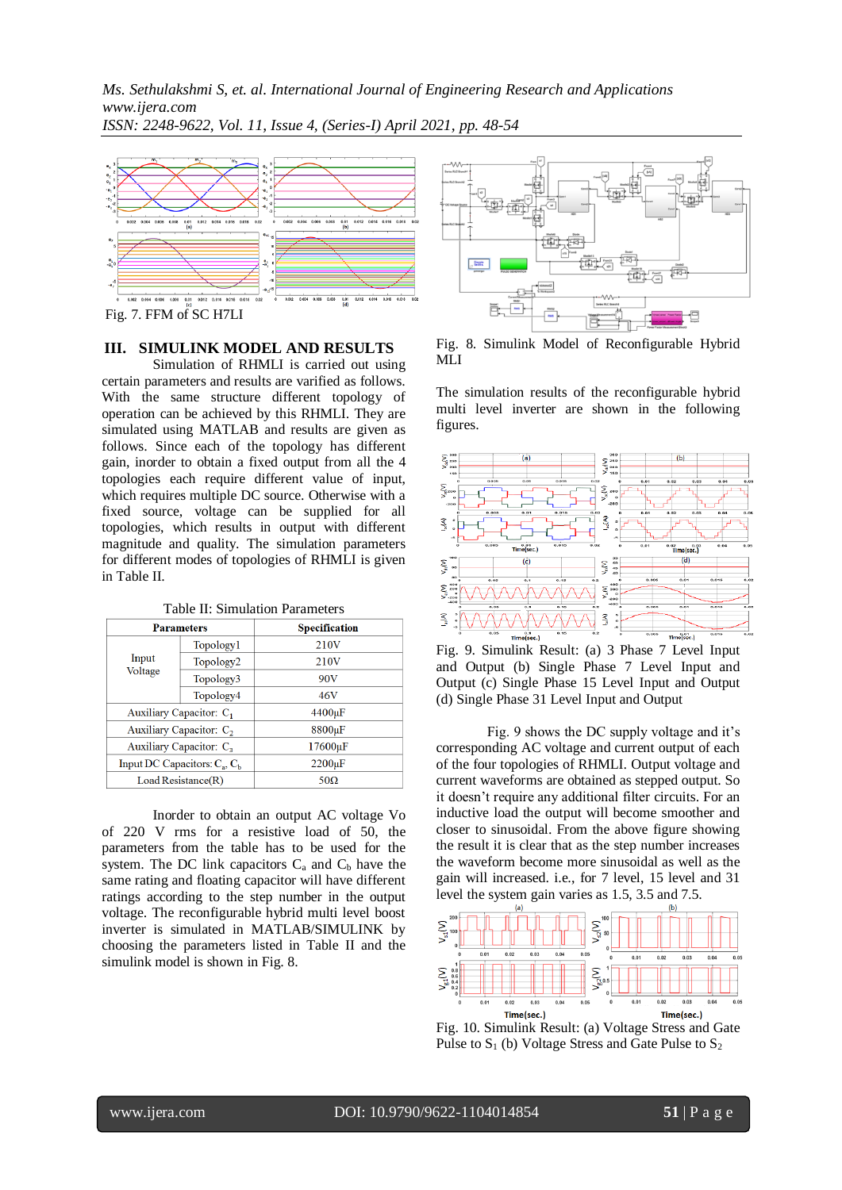Fig. 7. FFM of SC H7LI

## III. SIMULINK MODEL AND RESULTS

Simulation of RHMLI is carried out using certain parameters and results are varified as follows. With the same structure different topology of operation can be achieved by this RHMLI. They are simulated using MATLAB and results are given as follows. Since each of the topology has different gain, inorder to obtain a fixed output from all the 4 topologies each require different value of input, which requires multiple DC source. Otherwise with a fixed source, voltage can be supplied for all topologies, which results in output with different magnitude and quality. The simulation parameters for different modes of topologies of RHMLI is given in Table II.

Table II: Simulation Parameters

| Parameters | | Specification |
|---|---|---|
| Input Voltage | Topology1 | 210V |
| | Topology2 | 210V |
| | Topology3 | 90V |
| | Topology4 | 46V |
| Auxiliary Capacitor: $C_1$ | | 4400µF |
| Auxiliary Capacitor: $C_2$ | | 8800µF |
| Auxiliary Capacitor: $C_3$ | | 17600µF |
| Input DC Capacitors: $C_a$, $C_b$ | | 2200µF |
| Load Resistance(R) | | 50Ω |

Inorder to obtain an output AC voltage Vo of 220 V rms for a resistive load of 50, the parameters from the table has to be used for the system. The DC link capacitors $C_a$ and $C_b$ have the same rating and floating capacitor will have different ratings according to the step number in the output voltage. The reconfigurable hybrid multi level boost inverter is simulated in MATLAB/SIMULINK by choosing the parameters listed in Table II and the simulink model is shown in Fig. 8.

Fig. 8. Simulink Model of Reconfigurable Hybrid MLI

The simulation results of the reconfigurable hybrid multi level inverter are shown in the following figures.

Fig. 9. Simulink Result: (a) 3 Phase 7 Level Input and Output (b) Single Phase 7 Level Input and Output (c) Single Phase 15 Level Input and Output (d) Single Phase 31 Level Input and Output

Fig. 9 shows the DC supply voltage and it's corresponding AC voltage and current output of each of the four topologies of RHMLI. Output voltage and current waveforms are obtained as stepped output. So it doesn't require any additional filter circuits. For an inductive load the output will become smoother and closer to sinusoidal. From the above figure showing the result it is clear that as the step number increases the waveform become more sinusoidal as well as the gain will increased. i.e., for 7 level, 15 level and 31 level the system gain varies as 1.5, 3.5 and 7.5.

Fig. 10. Simulink Result: (a) Voltage Stress and Gate Pulse to $S_1$ (b) Voltage Stress and Gate Pulse to $S_2$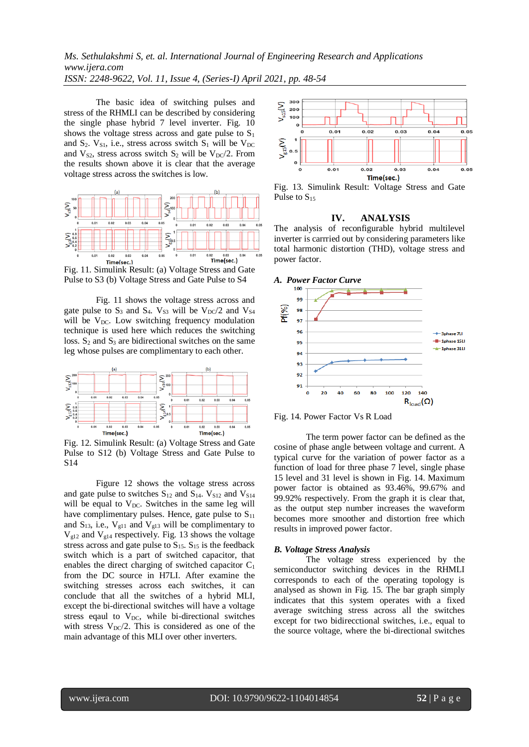The basic idea of switching pulses and stress of the RHMLI can be described by considering the single phase hybrid 7 level inverter. Fig. 10 shows the voltage stress across and gate pulse to $S_1$ and $S_2$. $V_{S1}$, i.e., stress across switch $S_1$ will be $V_{DC}$ and $V_{S2}$, stress across switch $S_2$ will be $V_{DC}/2$. From the results shown above it is clear that the average voltage stress across the switches is low.

Fig. 11. Simulink Result: (a) Voltage Stress and Gate Pulse to S3 (b) Voltage Stress and Gate Pulse to S4

Fig. 11 shows the voltage stress across and gate pulse to $S_3$ and $S_4$. $V_{S3}$ will be $V_{DC}/2$ and $V_{S4}$ will be $V_{DC}$. Low switching frequency modulation technique is used here which reduces the switching loss. $S_2$ and $S_3$ are bidirectional switches on the same leg whose pulses are complimentary to each other.

Fig. 12. Simulink Result: (a) Voltage Stress and Gate Pulse to S12 (b) Voltage Stress and Gate Pulse to S14

Figure 12 shows the voltage stress across and gate pulse to switches $S_{12}$ and $S_{14}$. $V_{S12}$ and $V_{S14}$ will be equal to $V_{DC}$. Switches in the same leg will have complimentary pulses. Hence, gate pulse to $S_{11}$ and $S_{13}$, i.e., $V_{g11}$ and $V_{g13}$ will be complimentary to $V_{g12}$ and $V_{g14}$ respectively. Fig. 13 shows the voltage stress across and gate pulse to $S_{15}$. $S_{15}$ is the feedback switch which is a part of switched capacitor, that enables the direct charging of switched capacitor $C_1$ from the DC source in H7LI. After examine the switching stresses across each switches, it can conclude that all the switches of a hybrid MLI, except the bi-directional switches will have a voltage stress eqaul to $V_{DC}$, while bi-directional switches with stress $V_{DC}/2$. This is considered as one of the main advantage of this MLI over other inverters.

Fig. 13. Simulink Result: Voltage Stress and Gate Pulse to $S_{15}$

## IV. ANALYSIS

The analysis of reconfigurable hybrid multilevel inverter is carrried out by considering parameters like total harmonic distortion (THD), voltage stress and power factor.

### *A. Power Factor Curve*

Fig. 14. Power Factor Vs R Load

The term power factor can be defined as the cosine of phase angle between voltage and current. A typical curve for the variation of power factor as a function of load for three phase 7 level, single phase 15 level and 31 level is shown in Fig. 14. Maximum power factor is obtained as 93.46%, 99.67% and 99.92% respectively. From the graph it is clear that, as the output step number increases the waveform becomes more smoother and distortion free which results in improved power factor.

### *B. Voltage Stress Analysis*

The voltage stress experienced by the semiconductor switching devices in the RHMLI corresponds to each of the operating topology is analysed as shown in Fig. 15. The bar graph simply indicates that this system operates with a fixed average switching stress across all the switches except for two bidirecctional switches, i.e., equal to the source voltage, where the bi-directional switches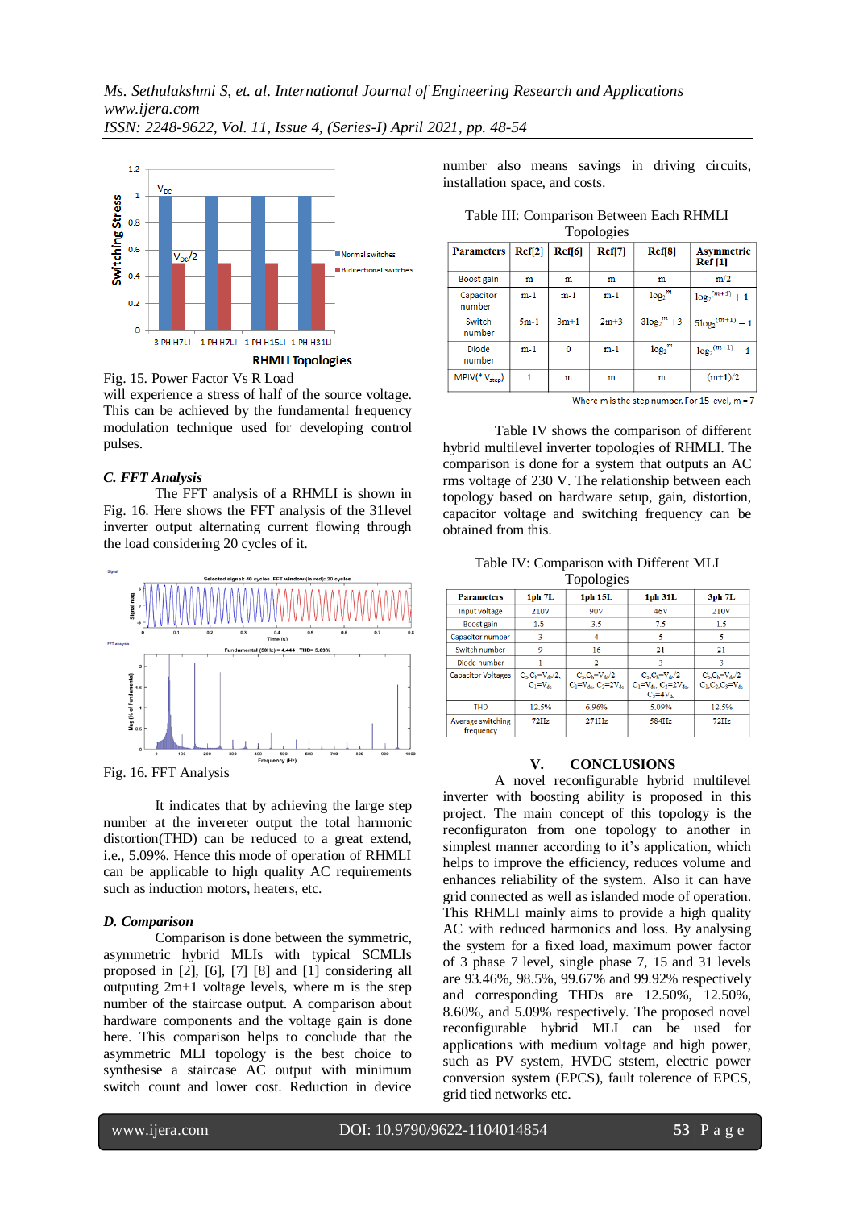Fig. 15. Power Factor Vs R Load

will experience a stress of half of the source voltage. This can be achieved by the fundamental frequency modulation technique used for developing control pulses.

### C. FFT Analysis

The FFT analysis of a RHMLI is shown in Fig. 16. Here shows the FFT analysis of the 31level inverter output alternating current flowing through the load considering 20 cycles of it.

Fig. 16. FFT Analysis

It indicates that by achieving the large step number at the invereter output the total harmonic distortion(THD) can be reduced to a great extend, i.e., 5.09%. Hence this mode of operation of RHMLI can be applicable to high quality AC requirements such as induction motors, heaters, etc.

### D. Comparison

Comparison is done between the symmetric, asymmetric hybrid MLIs with typical SCMLIs proposed in [2], [6], [7] [8] and [1] considering all outputing 2m+1 voltage levels, where m is the step number of the staircase output. A comparison about hardware components and the voltage gain is done here. This comparison helps to conclude that the asymmetric MLI topology is the best choice to synthesise a staircase AC output with minimum switch count and lower cost. Reduction in device number also means savings in driving circuits, installation space, and costs.

Table III: Comparison Between Each RHMLI Topologies

| Parameters | Ref[2] | Ref[6] | Ref[7] | Ref[8] | Asymmetric Ref [1] |
|---|---|---|---|---|---|
| Boost gain | m | m | m | m | m/2 |
| Capacitor number | m-1 | m-1 | m-1 | $\log_2^{m}$ | $\log_2^{(m+1)}+1$ |
| Switch number | 5m-1 | 3m+1 | 2m+3 | $3\log_2^{m}+3$ | $5\log_2^{(m+1)}-1$ |
| Diode number | m-1 | 0 | m-1 | $\log_2^{m}$ | $\log_2^{(m+1)}-1$ |
| MPIV(* $V_{step}$) | 1 | m | m | m | (m+1)/2 |

Where m is the step number. For 15 level, m = 7

Table IV shows the comparison of different hybrid multilevel inverter topologies of RHMLI. The comparison is done for a system that outputs an AC rms voltage of 230 V. The relationship between each topology based on hardware setup, gain, distortion, capacitor voltage and switching frequency can be obtained from this.

Table IV: Comparison with Different MLI Topologies

| Parameters | 1ph 7L | 1ph 15L | 1ph 31L | 3ph 7L |
|---|---|---|---|---|
| Input voltage | 210V | 90V | 46V | 210V |
| Boost gain | 1.5 | 3.5 | 7.5 | 1.5 |
| Capacitor number | 3 | 4 | 5 | 5 |
| Switch number | 9 | 16 | 21 | 21 |
| Diode number | 1 | 2 | 3 | 3 |
| Capacitor Voltages | $C_2,C_3=V_{dc}/2$, $C_1=V_{dc}$ | $C_2,C_3=V_{dc}/2$ $C_1=V_{dc}$, $C_2=2V_{dc}$ | $C_2,C_3=V_{dc}/2$ $C_1=V_{dc}$, $C_2=2V_{dc}$, $C_3=4V_{dc}$ | $C_2,C_3=V_{dc}/2$ $C_1,C_2,C_3=V_{dc}$ |
| THD | 12.5% | 6.96% | 5.09% | 12.5% |
| Average switching frequency | 72Hz | 271Hz | 584Hz | 72Hz |

## V. CONCLUSIONS

A novel reconfigurable hybrid multilevel inverter with boosting ability is proposed in this project. The main concept of this topology is the reconfiguraton from one topology to another in simplest manner according to it's application, which helps to improve the efficiency, reduces volume and enhances reliability of the system. Also it can have grid connected as well as islanded mode of operation. This RHMLI mainly aims to provide a high quality AC with reduced harmonics and loss. By analysing the system for a fixed load, maximum power factor of 3 phase 7 level, single phase 7, 15 and 31 levels are 93.46%, 98.5%, 99.67% and 99.92% respectively and corresponding THDs are 12.50%, 12.50%, 8.60%, and 5.09% respectively. The proposed novel reconfigurable hybrid MLI can be used for applications with medium voltage and high power, such as PV system, HVDC stsem, electric power conversion system (EPCS), fault tolerence of EPCS, grid tied networks etc.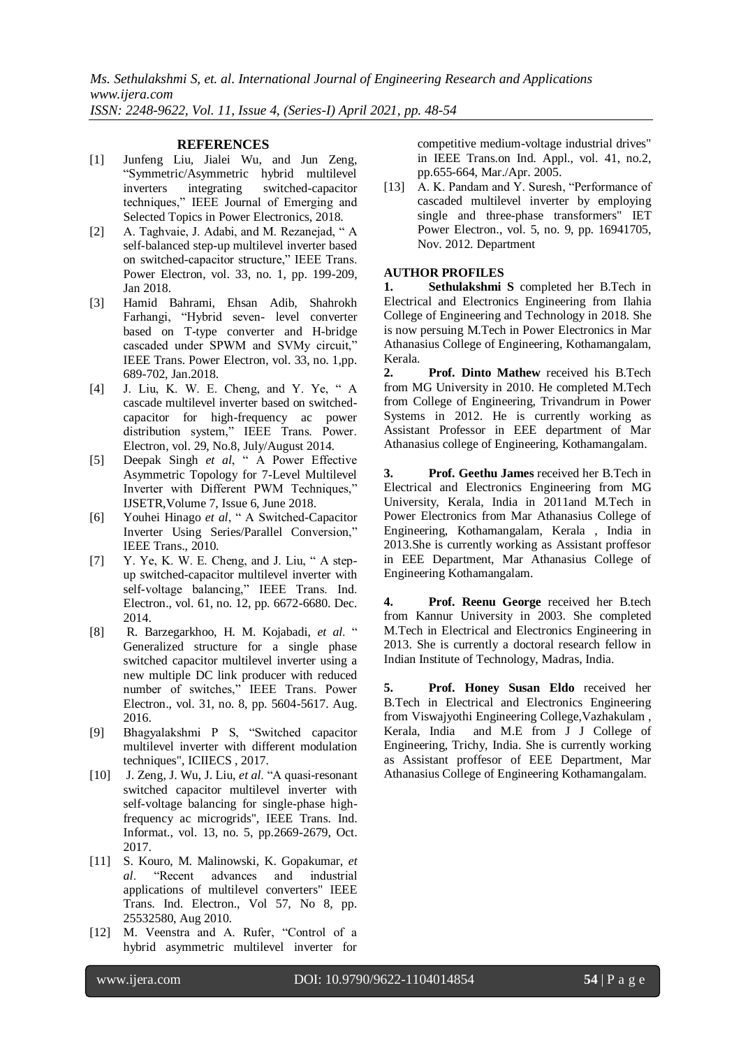## REFERENCES

[1] Junfeng Liu, Jialei Wu, and Jun Zeng, "Symmetric/Asymmetric hybrid multilevel inverters integrating switched-capacitor techniques," IEEE Journal of Emerging and Selected Topics in Power Electronics, 2018.

[2] A. Taghvaie, J. Adabi, and M. Rezanejad, " A self-balanced step-up multilevel inverter based on switched-capacitor structure," IEEE Trans. Power Electron, vol. 33, no. 1, pp. 199-209, Jan 2018.

[3] Hamid Bahrami, Ehsan Adib, Shahrokh Farhangi, "Hybrid seven- level converter based on T-type converter and H-bridge cascaded under SPWM and SVMy circuit," IEEE Trans. Power Electron, vol. 33, no. 1,pp. 689-702, Jan.2018.

[4] J. Liu, K. W. E. Cheng, and Y. Ye, " A cascade multilevel inverter based on switched-capacitor for high-frequency ac power distribution system," IEEE Trans. Power. Electron, vol. 29, No.8, July/August 2014.

[5] Deepak Singh *et al*, " A Power Effective Asymmetric Topology for 7-Level Multilevel Inverter with Different PWM Techniques," IJSETR,Volume 7, Issue 6, June 2018.

[6] Youhei Hinago *et al*, " A Switched-Capacitor Inverter Using Series/Parallel Conversion," IEEE Trans., 2010.

[7] Y. Ye, K. W. E. Cheng, and J. Liu, " A step-up switched-capacitor multilevel inverter with self-voltage balancing," IEEE Trans. Ind. Electron., vol. 61, no. 12, pp. 6672-6680. Dec. 2014.

[8] R. Barzegarkhoo, H. M. Kojabadi, *et al*. " Generalized structure for a single phase switched capacitor multilevel inverter using a new multiple DC link producer with reduced number of switches," IEEE Trans. Power Electron., vol. 31, no. 8, pp. 5604-5617. Aug. 2016.

[9] Bhagyalakshmi P S, "Switched capacitor multilevel inverter with different modulation techniques", ICIIECS , 2017.

[10] J. Zeng, J. Wu, J. Liu, *et al*. "A quasi-resonant switched capacitor multilevel inverter with self-voltage balancing for single-phase high-frequency ac microgrids", IEEE Trans. Ind. Informat., vol. 13, no. 5, pp.2669-2679, Oct. 2017.

[11] S. Kouro, M. Malinowski, K. Gopakumar, *et al*. "Recent advances and industrial applications of multilevel converters" IEEE Trans. Ind. Electron., Vol 57, No 8, pp. 25532580, Aug 2010.

[12] M. Veenstra and A. Rufer, "Control of a hybrid asymmetric multilevel inverter for competitive medium-voltage industrial drives" in IEEE Trans.on Ind. Appl., vol. 41, no.2, pp.655-664, Mar./Apr. 2005.

[13] A. K. Pandam and Y. Suresh, "Performance of cascaded multilevel inverter by employing single and three-phase transformers" IET Power Electron., vol. 5, no. 9, pp. 16941705, Nov. 2012. Department

## AUTHOR PROFILES

**1. Sethulakshmi S** completed her B.Tech in Electrical and Electronics Engineering from Ilahia College of Engineering and Technology in 2018. She is now persuing M.Tech in Power Electronics in Mar Athanasius College of Engineering, Kothamangalam, Kerala.

**2. Prof. Dinto Mathew** received his B.Tech from MG University in 2010. He completed M.Tech from College of Engineering, Trivandrum in Power Systems in 2012. He is currently working as Assistant Professor in EEE department of Mar Athanasius college of Engineering, Kothamangalam.

**3. Prof. Geethu James** received her B.Tech in Electrical and Electronics Engineering from MG University, Kerala, India in 2011and M.Tech in Power Electronics from Mar Athanasius College of Engineering, Kothamangalam, Kerala , India in 2013.She is currently working as Assistant proffesor in EEE Department, Mar Athanasius College of Engineering Kothamangalam.

**4. Prof. Reenu George** received her B.tech from Kannur University in 2003. She completed M.Tech in Electrical and Electronics Engineering in 2013. She is currently a doctoral research fellow in Indian Institute of Technology, Madras, India.

**5. Prof. Honey Susan Eldo** received her B.Tech in Electrical and Electronics Engineering from Viswajyothi Engineering College,Vazhakulam , Kerala, India and M.E from J J College of Engineering, Trichy, India. She is currently working as Assistant proffesor of EEE Department, Mar Athanasius College of Engineering Kothamangalam.